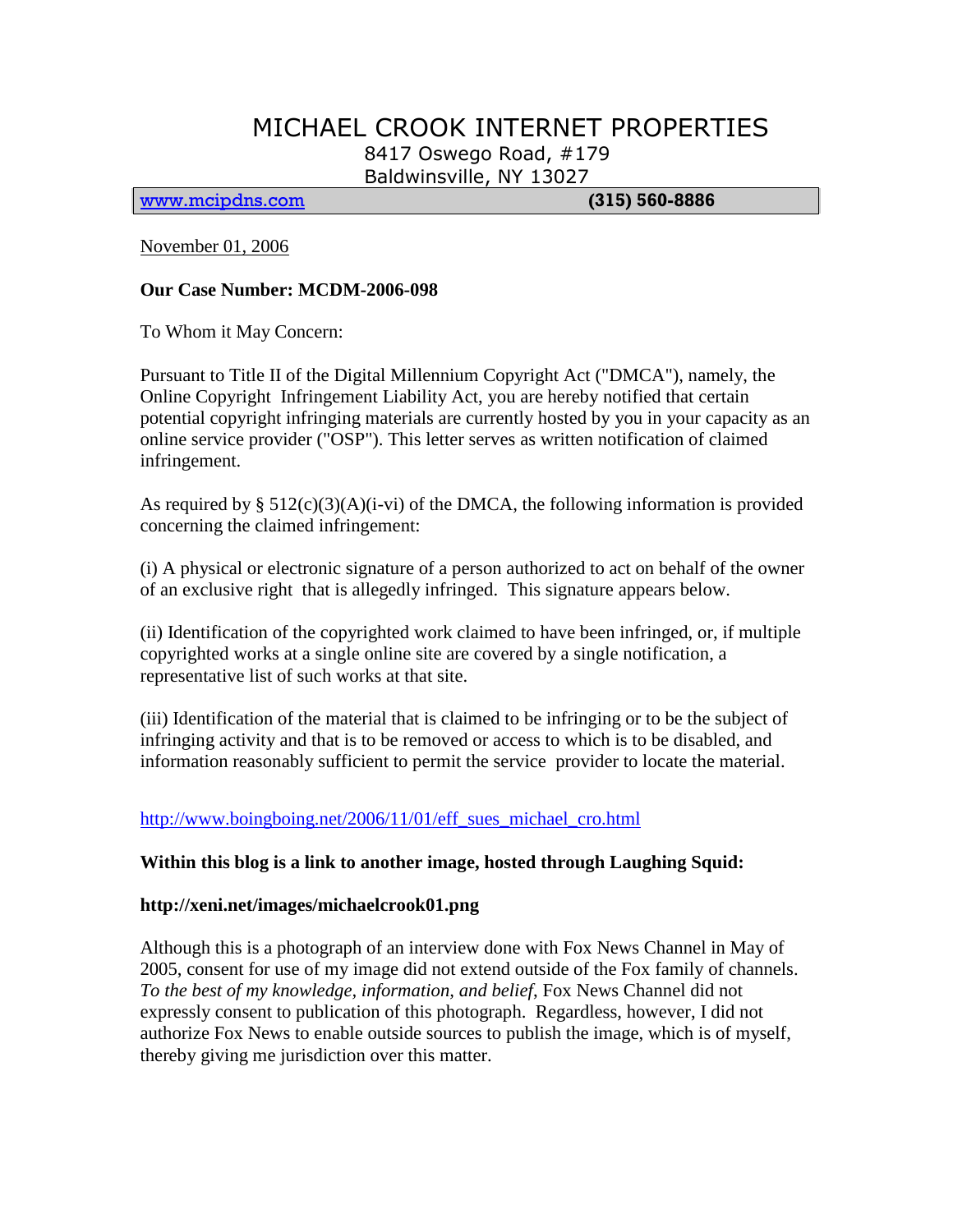# MICHAEL CROOK INTERNET PROPERTIES

8417 Oswego Road, #179
Baldwinsville, NY 13027

www.mcipdns.com **(315) 560-8886**

November 01, 2006

**Our Case Number: MCDM-2006-098**

To Whom it May Concern:

Pursuant to Title II of the Digital Millennium Copyright Act ("DMCA"), namely, the Online Copyright Infringement Liability Act, you are hereby notified that certain potential copyright infringing materials are currently hosted by you in your capacity as an online service provider ("OSP"). This letter serves as written notification of claimed infringement.

As required by § 512(c)(3)(A)(i-vi) of the DMCA, the following information is provided concerning the claimed infringement:

(i) A physical or electronic signature of a person authorized to act on behalf of the owner of an exclusive right that is allegedly infringed. This signature appears below.

(ii) Identification of the copyrighted work claimed to have been infringed, or, if multiple copyrighted works at a single online site are covered by a single notification, a representative list of such works at that site.

(iii) Identification of the material that is claimed to be infringing or to be the subject of infringing activity and that is to be removed or access to which is to be disabled, and information reasonably sufficient to permit the service provider to locate the material.

http://www.boingboing.net/2006/11/01/eff_sues_michael_cro.html

**Within this blog is a link to another image, hosted through Laughing Squid:**

**http://xeni.net/images/michaelcrook01.png**

Although this is a photograph of an interview done with Fox News Channel in May of 2005, consent for use of my image did not extend outside of the Fox family of channels. *To the best of my knowledge, information, and belief*, Fox News Channel did not expressly consent to publication of this photograph. Regardless, however, I did not authorize Fox News to enable outside sources to publish the image, which is of myself, thereby giving me jurisdiction over this matter.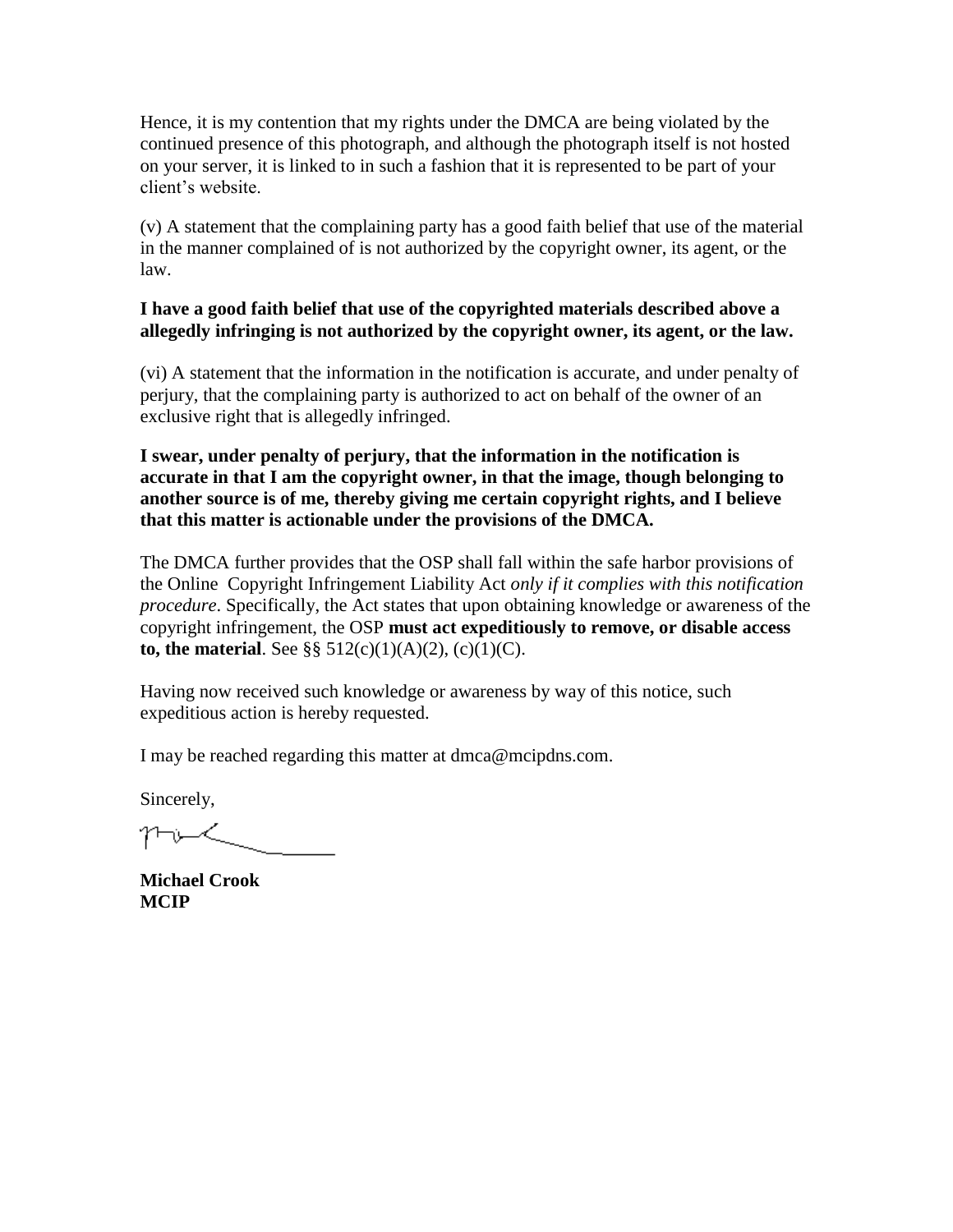Hence, it is my contention that my rights under the DMCA are being violated by the continued presence of this photograph, and although the photograph itself is not hosted on your server, it is linked to in such a fashion that it is represented to be part of your client's website.

(v) A statement that the complaining party has a good faith belief that use of the material in the manner complained of is not authorized by the copyright owner, its agent, or the law.

**I have a good faith belief that use of the copyrighted materials described above a allegedly infringing is not authorized by the copyright owner, its agent, or the law.**

(vi) A statement that the information in the notification is accurate, and under penalty of perjury, that the complaining party is authorized to act on behalf of the owner of an exclusive right that is allegedly infringed.

**I swear, under penalty of perjury, that the information in the notification is accurate in that I am the copyright owner, in that the image, though belonging to another source is of me, thereby giving me certain copyright rights, and I believe that this matter is actionable under the provisions of the DMCA.**

The DMCA further provides that the OSP shall fall within the safe harbor provisions of the Online Copyright Infringement Liability Act *only if it complies with this notification procedure*. Specifically, the Act states that upon obtaining knowledge or awareness of the copyright infringement, the OSP **must act expeditiously to remove, or disable access to, the material**. See §§ 512(c)(1)(A)(2), (c)(1)(C).

Having now received such knowledge or awareness by way of this notice, such expeditious action is hereby requested.

I may be reached regarding this matter at dmca@mcipdns.com.

Sincerely,

**Michael Crook**
**MCIP**